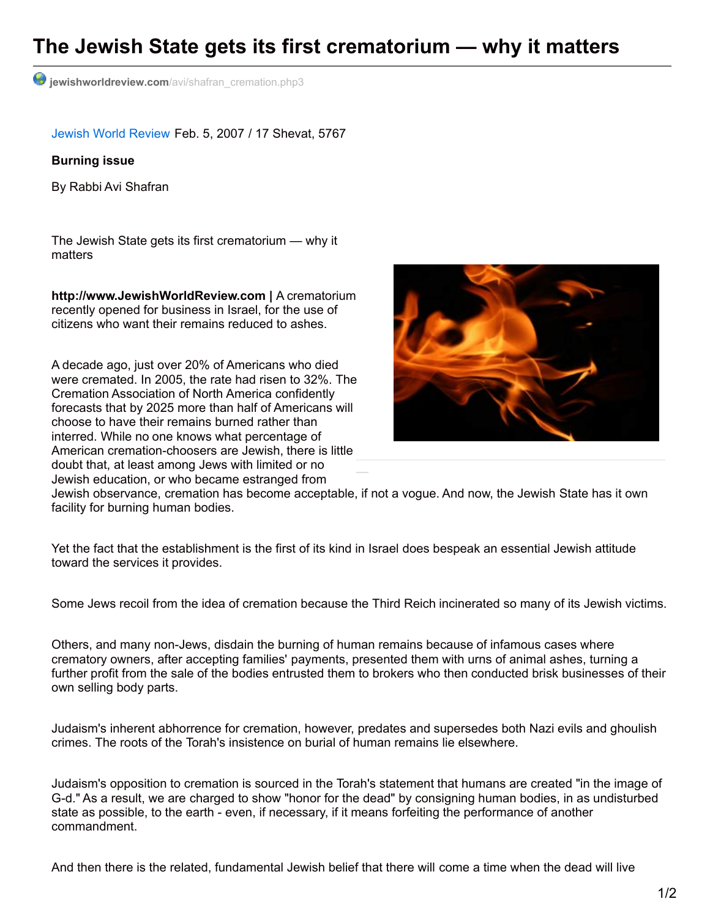# The Jewish State gets its first crematorium — why it matters

jewishworldreview.com/avi/shafran_cremation.php3

Jewish World Review Feb. 5, 2007 / 17 Shevat, 5767

**Burning issue**

By Rabbi Avi Shafran

The Jewish State gets its first crematorium — why it matters

**http://www.JewishWorldReview.com |** A crematorium recently opened for business in Israel, for the use of citizens who want their remains reduced to ashes.

A decade ago, just over 20% of Americans who died were cremated. In 2005, the rate had risen to 32%. The Cremation Association of North America confidently forecasts that by 2025 more than half of Americans will choose to have their remains burned rather than interred. While no one knows what percentage of American cremation-choosers are Jewish, there is little doubt that, at least among Jews with limited or no Jewish education, or who became estranged from Jewish observance, cremation has become acceptable, if not a vogue. And now, the Jewish State has it own facility for burning human bodies.

Yet the fact that the establishment is the first of its kind in Israel does bespeak an essential Jewish attitude toward the services it provides.

Some Jews recoil from the idea of cremation because the Third Reich incinerated so many of its Jewish victims.

Others, and many non-Jews, disdain the burning of human remains because of infamous cases where crematory owners, after accepting families' payments, presented them with urns of animal ashes, turning a further profit from the sale of the bodies entrusted them to brokers who then conducted brisk businesses of their own selling body parts.

Judaism's inherent abhorrence for cremation, however, predates and supersedes both Nazi evils and ghoulish crimes. The roots of the Torah's insistence on burial of human remains lie elsewhere.

Judaism's opposition to cremation is sourced in the Torah's statement that humans are created "in the image of G-d." As a result, we are charged to show "honor for the dead" by consigning human bodies, in as undisturbed state as possible, to the earth - even, if necessary, if it means forfeiting the performance of another commandment.

And then there is the related, fundamental Jewish belief that there will come a time when the dead will live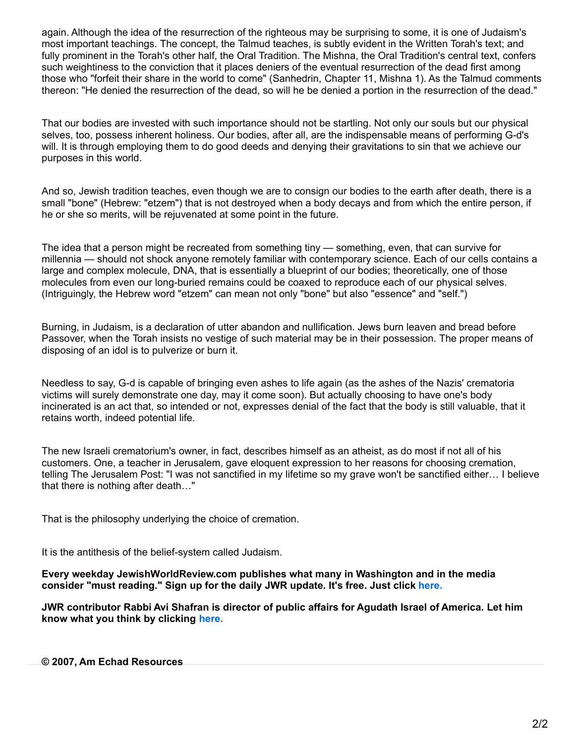again. Although the idea of the resurrection of the righteous may be surprising to some, it is one of Judaism's most important teachings. The concept, the Talmud teaches, is subtly evident in the Written Torah's text; and fully prominent in the Torah's other half, the Oral Tradition. The Mishna, the Oral Tradition's central text, confers such weightiness to the conviction that it places deniers of the eventual resurrection of the dead first among those who "forfeit their share in the world to come" (Sanhedrin, Chapter 11, Mishna 1). As the Talmud comments thereon: "He denied the resurrection of the dead, so will he be denied a portion in the resurrection of the dead."

That our bodies are invested with such importance should not be startling. Not only our souls but our physical selves, too, possess inherent holiness. Our bodies, after all, are the indispensable means of performing G-d's will. It is through employing them to do good deeds and denying their gravitations to sin that we achieve our purposes in this world.

And so, Jewish tradition teaches, even though we are to consign our bodies to the earth after death, there is a small "bone" (Hebrew: "etzem") that is not destroyed when a body decays and from which the entire person, if he or she so merits, will be rejuvenated at some point in the future.

The idea that a person might be recreated from something tiny — something, even, that can survive for millennia — should not shock anyone remotely familiar with contemporary science. Each of our cells contains a large and complex molecule, DNA, that is essentially a blueprint of our bodies; theoretically, one of those molecules from even our long-buried remains could be coaxed to reproduce each of our physical selves. (Intriguingly, the Hebrew word "etzem" can mean not only "bone" but also "essence" and "self.")

Burning, in Judaism, is a declaration of utter abandon and nullification. Jews burn leaven and bread before Passover, when the Torah insists no vestige of such material may be in their possession. The proper means of disposing of an idol is to pulverize or burn it.

Needless to say, G-d is capable of bringing even ashes to life again (as the ashes of the Nazis' crematoria victims will surely demonstrate one day, may it come soon). But actually choosing to have one's body incinerated is an act that, so intended or not, expresses denial of the fact that the body is still valuable, that it retains worth, indeed potential life.

The new Israeli crematorium's owner, in fact, describes himself as an atheist, as do most if not all of his customers. One, a teacher in Jerusalem, gave eloquent expression to her reasons for choosing cremation, telling The Jerusalem Post: "I was not sanctified in my lifetime so my grave won't be sanctified either… I believe that there is nothing after death…"

That is the philosophy underlying the choice of cremation.

It is the antithesis of the belief-system called Judaism.

**Every weekday JewishWorldReview.com publishes what many in Washington and in the media consider "must reading." Sign up for the daily JWR update. It's free. Just click here.**

**JWR contributor Rabbi Avi Shafran is director of public affairs for Agudath Israel of America. Let him know what you think by clicking here.**

**© 2007, Am Echad Resources**